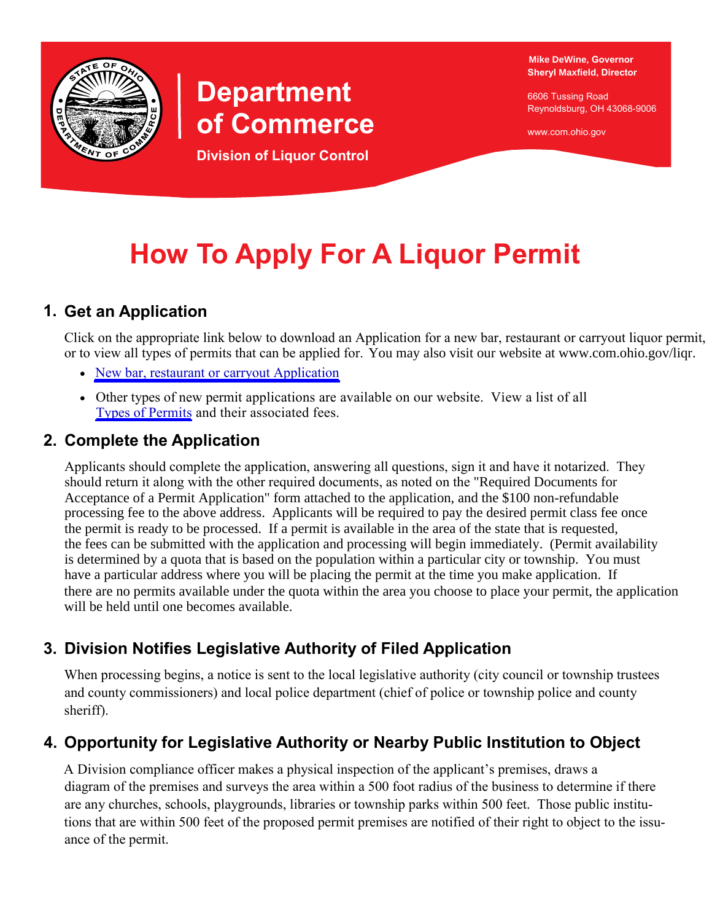Mike DeWine, Governor
Sheryl Maxfield, Director

6606 Tussing Road
Reynoldsburg, OH 43068-9006

www.com.ohio.gov

# Department of Commerce

**Division of Liquor Control**

# How To Apply For A Liquor Permit

## 1. Get an Application

Click on the appropriate link below to download an Application for a new bar, restaurant or carryout liquor permit, or to view all types of permits that can be applied for. You may also visit our website at www.com.ohio.gov/liqr.

- New bar, restaurant or carryout Application
- Other types of new permit applications are available on our website. View a list of all Types of Permits and their associated fees.

## 2. Complete the Application

Applicants should complete the application, answering all questions, sign it and have it notarized. They should return it along with the other required documents, as noted on the "Required Documents for Acceptance of a Permit Application" form attached to the application, and the $100 non-refundable processing fee to the above address. Applicants will be required to pay the desired permit class fee once the permit is ready to be processed. If a permit is available in the area of the state that is requested, the fees can be submitted with the application and processing will begin immediately. (Permit availability is determined by a quota that is based on the population within a particular city or township. You must have a particular address where you will be placing the permit at the time you make application. If there are no permits available under the quota within the area you choose to place your permit, the application will be held until one becomes available.

## 3. Division Notifies Legislative Authority of Filed Application

When processing begins, a notice is sent to the local legislative authority (city council or township trustees and county commissioners) and local police department (chief of police or township police and county sheriff).

## 4. Opportunity for Legislative Authority or Nearby Public Institution to Object

A Division compliance officer makes a physical inspection of the applicant's premises, draws a diagram of the premises and surveys the area within a 500 foot radius of the business to determine if there are any churches, schools, playgrounds, libraries or township parks within 500 feet. Those public institutions that are within 500 feet of the proposed permit premises are notified of their right to object to the issuance of the permit.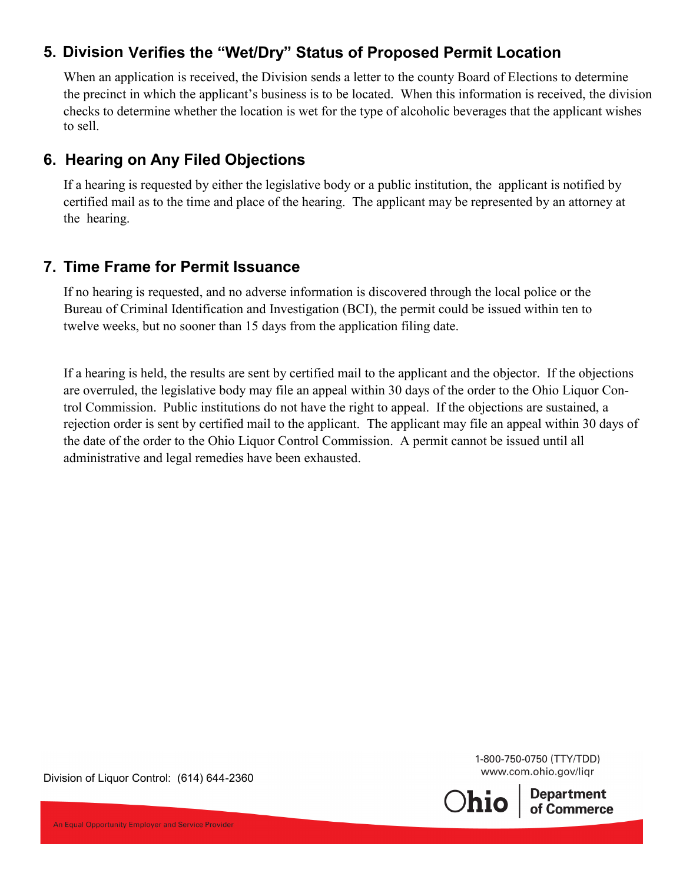## 5. Division Verifies the "Wet/Dry" Status of Proposed Permit Location

When an application is received, the Division sends a letter to the county Board of Elections to determine the precinct in which the applicant's business is to be located. When this information is received, the division checks to determine whether the location is wet for the type of alcoholic beverages that the applicant wishes to sell.

## 6. Hearing on Any Filed Objections

If a hearing is requested by either the legislative body or a public institution, the applicant is notified by certified mail as to the time and place of the hearing. The applicant may be represented by an attorney at the hearing.

## 7. Time Frame for Permit Issuance

If no hearing is requested, and no adverse information is discovered through the local police or the Bureau of Criminal Identification and Investigation (BCI), the permit could be issued within ten to twelve weeks, but no sooner than 15 days from the application filing date.

If a hearing is held, the results are sent by certified mail to the applicant and the objector. If the objections are overruled, the legislative body may file an appeal within 30 days of the order to the Ohio Liquor Control Commission. Public institutions do not have the right to appeal. If the objections are sustained, a rejection order is sent by certified mail to the applicant. The applicant may file an appeal within 30 days of the date of the order to the Ohio Liquor Control Commission. A permit cannot be issued until all administrative and legal remedies have been exhausted.

Division of Liquor Control: (614) 644-2360

1-800-750-0750 (TTY/TDD)
www.com.ohio.gov/liqr

Ohio | Department of Commerce

An Equal Opportunity Employer and Service Provider